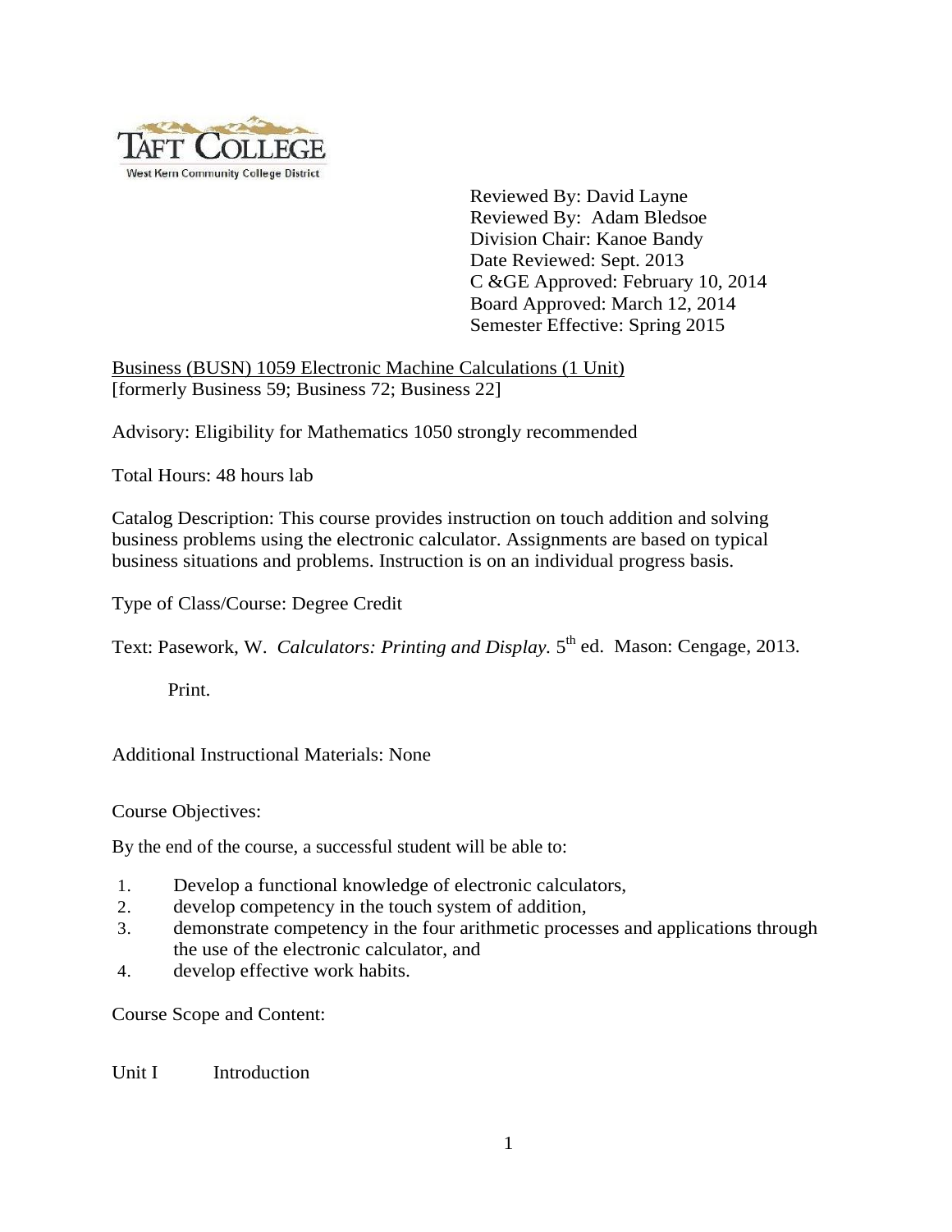Taft College
West Kern Community College District

Reviewed By: David Layne
Reviewed By: Adam Bledsoe
Division Chair: Kanoe Bandy
Date Reviewed: Sept. 2013
C &GE Approved: February 10, 2014
Board Approved: March 12, 2014
Semester Effective: Spring 2015

Business (BUSN) 1059 Electronic Machine Calculations (1 Unit)
[formerly Business 59; Business 72; Business 22]

Advisory: Eligibility for Mathematics 1050 strongly recommended

Total Hours: 48 hours lab

Catalog Description: This course provides instruction on touch addition and solving business problems using the electronic calculator. Assignments are based on typical business situations and problems. Instruction is on an individual progress basis.

Type of Class/Course: Degree Credit

Text: Pasework, W. *Calculators: Printing and Display.* 5th ed. Mason: Cengage, 2013.

Print.

Additional Instructional Materials: None

Course Objectives:

By the end of the course, a successful student will be able to:

1. Develop a functional knowledge of electronic calculators,
2. develop competency in the touch system of addition,
3. demonstrate competency in the four arithmetic processes and applications through the use of the electronic calculator, and
4. develop effective work habits.

Course Scope and Content:

Unit I Introduction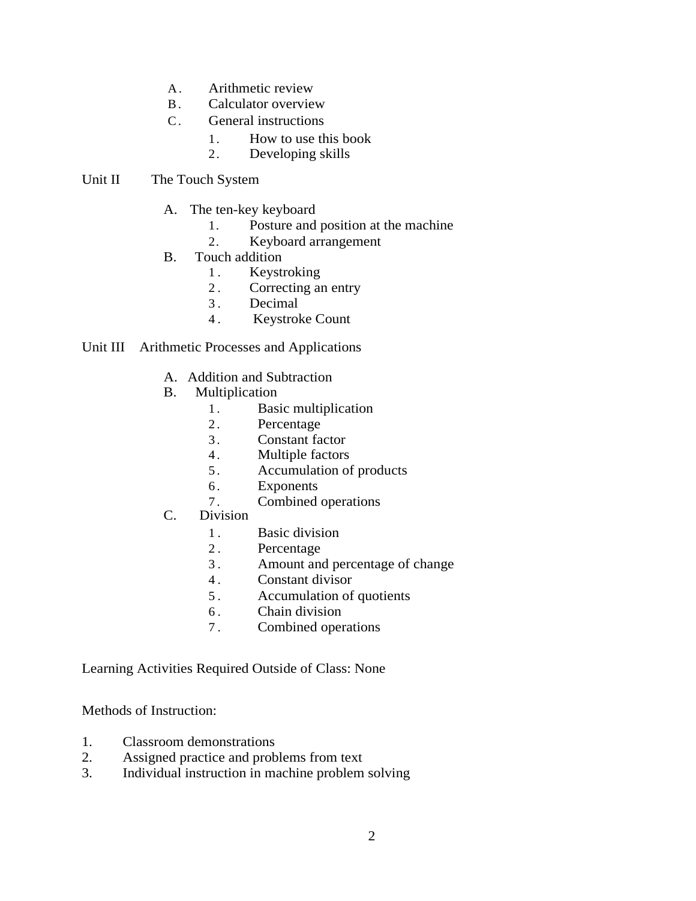A. Arithmetic review
B. Calculator overview
C. General instructions
    1. How to use this book
    2. Developing skills

Unit II The Touch System

A. The ten-key keyboard
    1. Posture and position at the machine
    2. Keyboard arrangement
B. Touch addition
    1. Keystroking
    2. Correcting an entry
    3. Decimal
    4. Keystroke Count

Unit III Arithmetic Processes and Applications

A. Addition and Subtraction
B. Multiplication
    1. Basic multiplication
    2. Percentage
    3. Constant factor
    4. Multiple factors
    5. Accumulation of products
    6. Exponents
    7. Combined operations
C. Division
    1. Basic division
    2. Percentage
    3. Amount and percentage of change
    4. Constant divisor
    5. Accumulation of quotients
    6. Chain division
    7. Combined operations

Learning Activities Required Outside of Class: None

Methods of Instruction:

1. Classroom demonstrations
2. Assigned practice and problems from text
3. Individual instruction in machine problem solving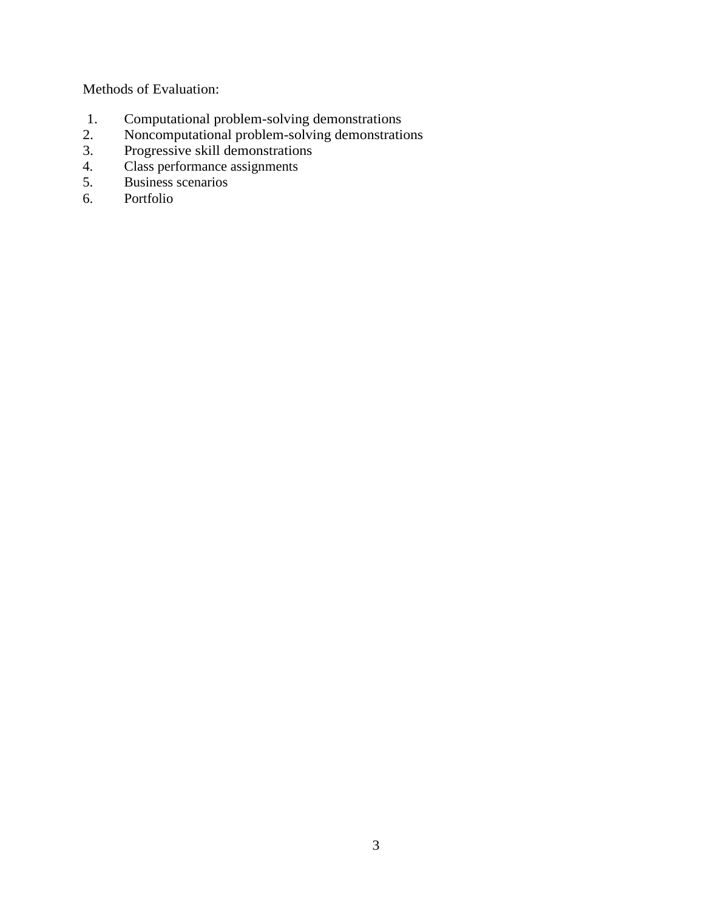Methods of Evaluation:

1. Computational problem-solving demonstrations
2. Noncomputational problem-solving demonstrations
3. Progressive skill demonstrations
4. Class performance assignments
5. Business scenarios
6. Portfolio